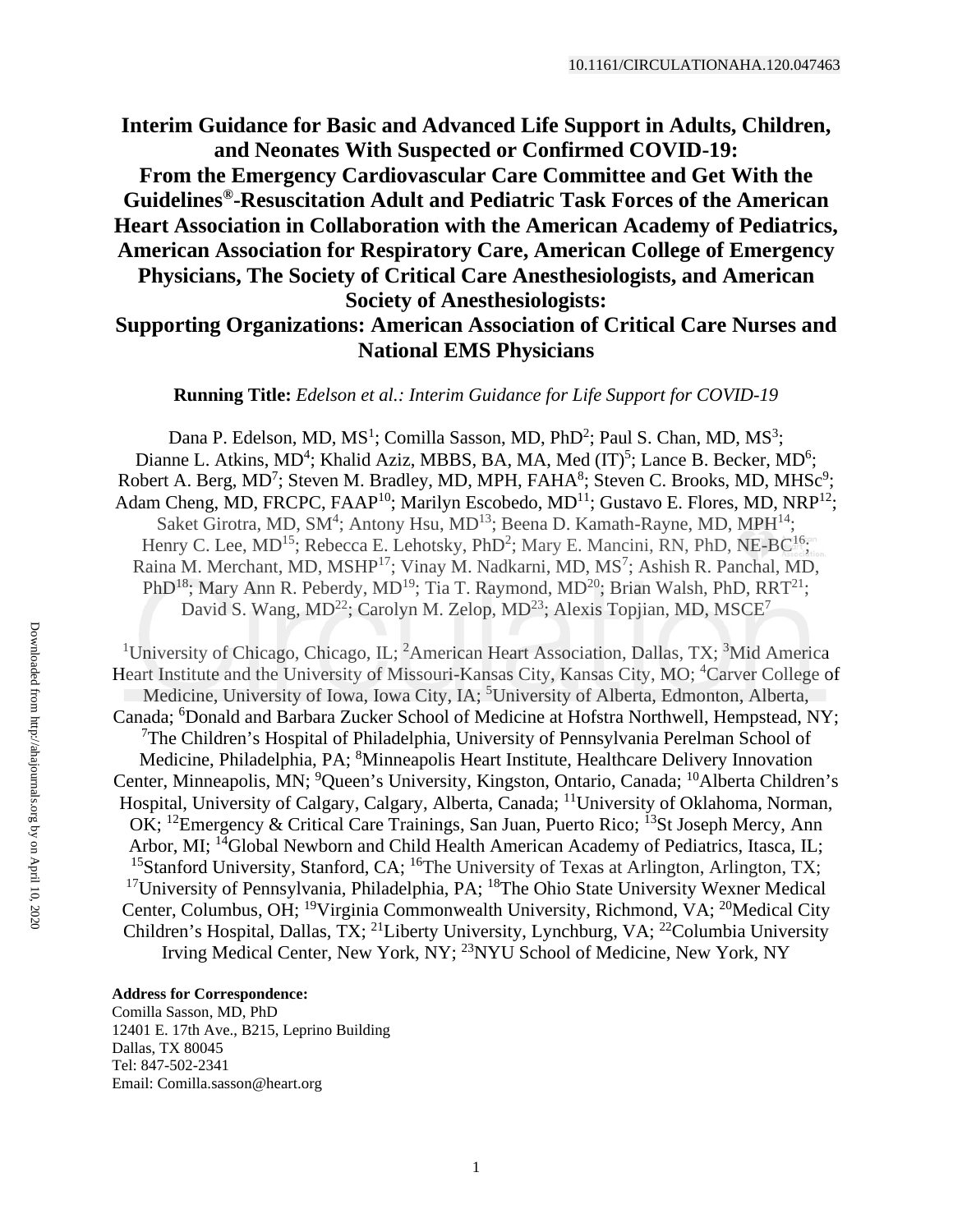10.1161/CIRCULATIONAHA.120.047463

# Interim Guidance for Basic and Advanced Life Support in Adults, Children, and Neonates With Suspected or Confirmed COVID-19: From the Emergency Cardiovascular Care Committee and Get With the Guidelines®-Resuscitation Adult and Pediatric Task Forces of the American Heart Association in Collaboration with the American Academy of Pediatrics, American Association for Respiratory Care, American College of Emergency Physicians, The Society of Critical Care Anesthesiologists, and American Society of Anesthesiologists: Supporting Organizations: American Association of Critical Care Nurses and National EMS Physicians

**Running Title:** *Edelson et al.: Interim Guidance for Life Support for COVID-19*

Dana P. Edelson, MD, MS[1]; Comilla Sasson, MD, PhD[2]; Paul S. Chan, MD, MS[3]; Dianne L. Atkins, MD[4]; Khalid Aziz, MBBS, BA, MA, Med (IT)[5]; Lance B. Becker, MD[6]; Robert A. Berg, MD[7]; Steven M. Bradley, MD, MPH, FAHA[8]; Steven C. Brooks, MD, MHSc[9]; Adam Cheng, MD, FRCPC, FAAP[10]; Marilyn Escobedo, MD[11]; Gustavo E. Flores, MD, NRP[12]; Saket Girotra, MD, SM[4]; Antony Hsu, MD[13]; Beena D. Kamath-Rayne, MD, MPH[14]; Henry C. Lee, MD[15]; Rebecca E. Lehotsky, PhD[2]; Mary E. Mancini, RN, PhD, NE-BC[16]; Raina M. Merchant, MD, MSHP[17]; Vinay M. Nadkarni, MD, MS[7]; Ashish R. Panchal, MD, PhD[18]; Mary Ann R. Peberdy, MD[19]; Tia T. Raymond, MD[20]; Brian Walsh, PhD, RRT[21]; David S. Wang, MD[22]; Carolyn M. Zelop, MD[23]; Alexis Topjian, MD, MSCE[7]

[1]University of Chicago, Chicago, IL; [2]American Heart Association, Dallas, TX; [3]Mid America Heart Institute and the University of Missouri-Kansas City, Kansas City, MO; [4]Carver College of Medicine, University of Iowa, Iowa City, IA; [5]University of Alberta, Edmonton, Alberta, Canada; [6]Donald and Barbara Zucker School of Medicine at Hofstra Northwell, Hempstead, NY; [7]The Children's Hospital of Philadelphia, University of Pennsylvania Perelman School of Medicine, Philadelphia, PA; [8]Minneapolis Heart Institute, Healthcare Delivery Innovation Center, Minneapolis, MN; [9]Queen's University, Kingston, Ontario, Canada; [10]Alberta Children's Hospital, University of Calgary, Calgary, Alberta, Canada; [11]University of Oklahoma, Norman, OK; [12]Emergency & Critical Care Trainings, San Juan, Puerto Rico; [13]St Joseph Mercy, Ann Arbor, MI; [14]Global Newborn and Child Health American Academy of Pediatrics, Itasca, IL; [15]Stanford University, Stanford, CA; [16]The University of Texas at Arlington, Arlington, TX; [17]University of Pennsylvania, Philadelphia, PA; [18]The Ohio State University Wexner Medical Center, Columbus, OH; [19]Virginia Commonwealth University, Richmond, VA; [20]Medical City Children's Hospital, Dallas, TX; [21]Liberty University, Lynchburg, VA; [22]Columbia University Irving Medical Center, New York, NY; [23]NYU School of Medicine, New York, NY

**Address for Correspondence:**
Comilla Sasson, MD, PhD
12401 E. 17th Ave., B215, Leprino Building
Dallas, TX 80045
Tel: 847-502-2341
Email: Comilla.sasson@heart.org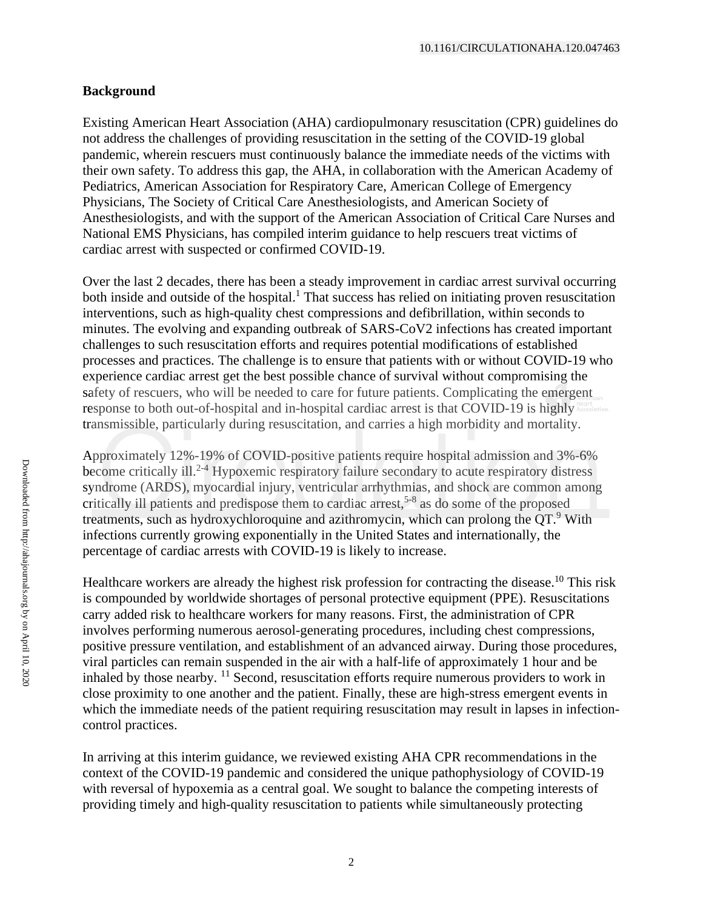## Background

Existing American Heart Association (AHA) cardiopulmonary resuscitation (CPR) guidelines do not address the challenges of providing resuscitation in the setting of the COVID-19 global pandemic, wherein rescuers must continuously balance the immediate needs of the victims with their own safety. To address this gap, the AHA, in collaboration with the American Academy of Pediatrics, American Association for Respiratory Care, American College of Emergency Physicians, The Society of Critical Care Anesthesiologists, and American Society of Anesthesiologists, and with the support of the American Association of Critical Care Nurses and National EMS Physicians, has compiled interim guidance to help rescuers treat victims of cardiac arrest with suspected or confirmed COVID-19.

Over the last 2 decades, there has been a steady improvement in cardiac arrest survival occurring both inside and outside of the hospital.[1] That success has relied on initiating proven resuscitation interventions, such as high-quality chest compressions and defibrillation, within seconds to minutes. The evolving and expanding outbreak of SARS-CoV2 infections has created important challenges to such resuscitation efforts and requires potential modifications of established processes and practices. The challenge is to ensure that patients with or without COVID-19 who experience cardiac arrest get the best possible chance of survival without compromising the safety of rescuers, who will be needed to care for future patients. Complicating the emergent response to both out-of-hospital and in-hospital cardiac arrest is that COVID-19 is highly transmissible, particularly during resuscitation, and carries a high morbidity and mortality.

Approximately 12%-19% of COVID-positive patients require hospital admission and 3%-6% become critically ill.[2-4] Hypoxemic respiratory failure secondary to acute respiratory distress syndrome (ARDS), myocardial injury, ventricular arrhythmias, and shock are common among critically ill patients and predispose them to cardiac arrest,[5-8] as do some of the proposed treatments, such as hydroxychloroquine and azithromycin, which can prolong the QT.[9] With infections currently growing exponentially in the United States and internationally, the percentage of cardiac arrests with COVID-19 is likely to increase.

Healthcare workers are already the highest risk profession for contracting the disease.[10] This risk is compounded by worldwide shortages of personal protective equipment (PPE). Resuscitations carry added risk to healthcare workers for many reasons. First, the administration of CPR involves performing numerous aerosol-generating procedures, including chest compressions, positive pressure ventilation, and establishment of an advanced airway. During those procedures, viral particles can remain suspended in the air with a half-life of approximately 1 hour and be inhaled by those nearby. [11] Second, resuscitation efforts require numerous providers to work in close proximity to one another and the patient. Finally, these are high-stress emergent events in which the immediate needs of the patient requiring resuscitation may result in lapses in infection-control practices.

In arriving at this interim guidance, we reviewed existing AHA CPR recommendations in the context of the COVID-19 pandemic and considered the unique pathophysiology of COVID-19 with reversal of hypoxemia as a central goal. We sought to balance the competing interests of providing timely and high-quality resuscitation to patients while simultaneously protecting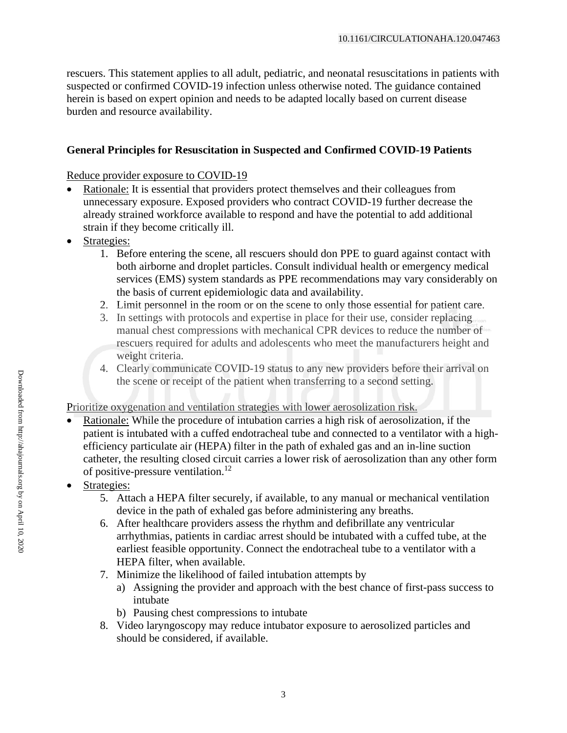rescuers. This statement applies to all adult, pediatric, and neonatal resuscitations in patients with suspected or confirmed COVID-19 infection unless otherwise noted. The guidance contained herein is based on expert opinion and needs to be adapted locally based on current disease burden and resource availability.

**General Principles for Resuscitation in Suspected and Confirmed COVID-19 Patients**

Reduce provider exposure to COVID-19

- Rationale: It is essential that providers protect themselves and their colleagues from unnecessary exposure. Exposed providers who contract COVID-19 further decrease the already strained workforce available to respond and have the potential to add additional strain if they become critically ill.
- Strategies:
  1. Before entering the scene, all rescuers should don PPE to guard against contact with both airborne and droplet particles. Consult individual health or emergency medical services (EMS) system standards as PPE recommendations may vary considerably on the basis of current epidemiologic data and availability.
  2. Limit personnel in the room or on the scene to only those essential for patient care.
  3. In settings with protocols and expertise in place for their use, consider replacing manual chest compressions with mechanical CPR devices to reduce the number of rescuers required for adults and adolescents who meet the manufacturers height and weight criteria.
  4. Clearly communicate COVID-19 status to any new providers before their arrival on the scene or receipt of the patient when transferring to a second setting.

Prioritize oxygenation and ventilation strategies with lower aerosolization risk.

- Rationale: While the procedure of intubation carries a high risk of aerosolization, if the patient is intubated with a cuffed endotracheal tube and connected to a ventilator with a high-efficiency particulate air (HEPA) filter in the path of exhaled gas and an in-line suction catheter, the resulting closed circuit carries a lower risk of aerosolization than any other form of positive-pressure ventilation.[12]
- Strategies:
  5. Attach a HEPA filter securely, if available, to any manual or mechanical ventilation device in the path of exhaled gas before administering any breaths.
  6. After healthcare providers assess the rhythm and defibrillate any ventricular arrhythmias, patients in cardiac arrest should be intubated with a cuffed tube, at the earliest feasible opportunity. Connect the endotracheal tube to a ventilator with a HEPA filter, when available.
  7. Minimize the likelihood of failed intubation attempts by
     a) Assigning the provider and approach with the best chance of first-pass success to intubate
     b) Pausing chest compressions to intubate
  8. Video laryngoscopy may reduce intubator exposure to aerosolized particles and should be considered, if available.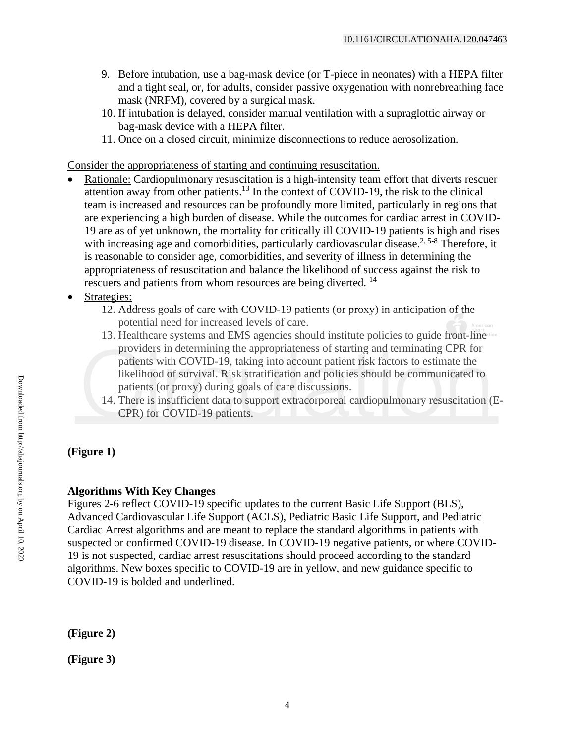9. Before intubation, use a bag-mask device (or T-piece in neonates) with a HEPA filter and a tight seal, or, for adults, consider passive oxygenation with nonrebreathing face mask (NRFM), covered by a surgical mask.
10. If intubation is delayed, consider manual ventilation with a supraglottic airway or bag-mask device with a HEPA filter.
11. Once on a closed circuit, minimize disconnections to reduce aerosolization.

Consider the appropriateness of starting and continuing resuscitation.

- Rationale: Cardiopulmonary resuscitation is a high-intensity team effort that diverts rescuer attention away from other patients.[13] In the context of COVID-19, the risk to the clinical team is increased and resources can be profoundly more limited, particularly in regions that are experiencing a high burden of disease. While the outcomes for cardiac arrest in COVID-19 are as of yet unknown, the mortality for critically ill COVID-19 patients is high and rises with increasing age and comorbidities, particularly cardiovascular disease.[2, 5-8] Therefore, it is reasonable to consider age, comorbidities, and severity of illness in determining the appropriateness of resuscitation and balance the likelihood of success against the risk to rescuers and patients from whom resources are being diverted.[14]
- Strategies:
  12. Address goals of care with COVID-19 patients (or proxy) in anticipation of the potential need for increased levels of care.
  13. Healthcare systems and EMS agencies should institute policies to guide front-line providers in determining the appropriateness of starting and terminating CPR for patients with COVID-19, taking into account patient risk factors to estimate the likelihood of survival. Risk stratification and policies should be communicated to patients (or proxy) during goals of care discussions.
  14. There is insufficient data to support extracorporeal cardiopulmonary resuscitation (E-CPR) for COVID-19 patients.

**(Figure 1)**

**Algorithms With Key Changes**

Figures 2-6 reflect COVID-19 specific updates to the current Basic Life Support (BLS), Advanced Cardiovascular Life Support (ACLS), Pediatric Basic Life Support, and Pediatric Cardiac Arrest algorithms and are meant to replace the standard algorithms in patients with suspected or confirmed COVID-19 disease. In COVID-19 negative patients, or where COVID-19 is not suspected, cardiac arrest resuscitations should proceed according to the standard algorithms. New boxes specific to COVID-19 are in yellow, and new guidance specific to COVID-19 is bolded and underlined.

**(Figure 2)**

**(Figure 3)**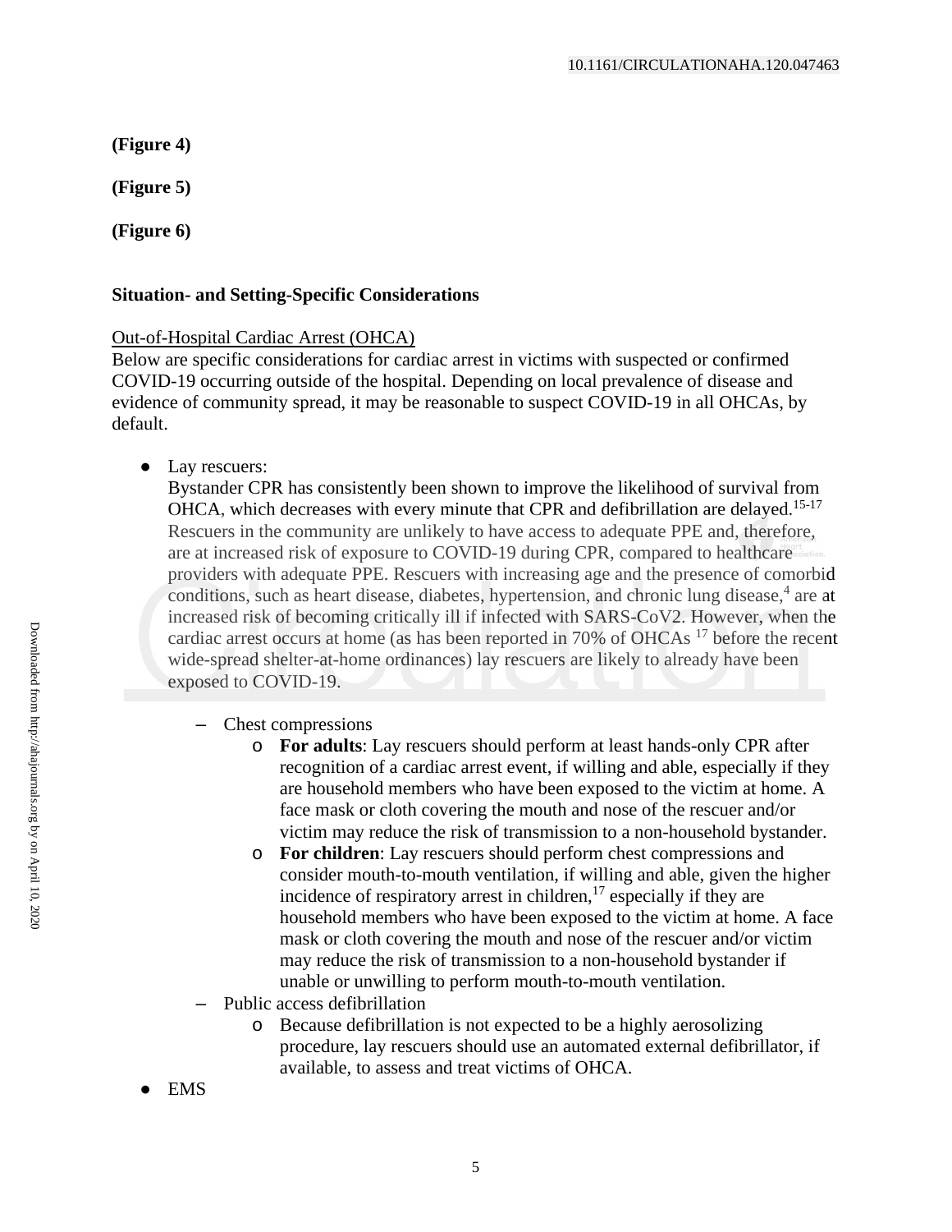**(Figure 4)**

**(Figure 5)**

**(Figure 6)**

**Situation- and Setting-Specific Considerations**

Out-of-Hospital Cardiac Arrest (OHCA)

Below are specific considerations for cardiac arrest in victims with suspected or confirmed COVID-19 occurring outside of the hospital. Depending on local prevalence of disease and evidence of community spread, it may be reasonable to suspect COVID-19 in all OHCAs, by default.

- Lay rescuers:
  Bystander CPR has consistently been shown to improve the likelihood of survival from OHCA, which decreases with every minute that CPR and defibrillation are delayed.[15-17] Rescuers in the community are unlikely to have access to adequate PPE and, therefore, are at increased risk of exposure to COVID-19 during CPR, compared to healthcare providers with adequate PPE. Rescuers with increasing age and the presence of comorbid conditions, such as heart disease, diabetes, hypertension, and chronic lung disease,[4] are at increased risk of becoming critically ill if infected with SARS-CoV2. However, when the cardiac arrest occurs at home (as has been reported in 70% of OHCAs [17] before the recent wide-spread shelter-at-home ordinances) lay rescuers are likely to already have been exposed to COVID-19.
  - Chest compressions
    - **For adults**: Lay rescuers should perform at least hands-only CPR after recognition of a cardiac arrest event, if willing and able, especially if they are household members who have been exposed to the victim at home. A face mask or cloth covering the mouth and nose of the rescuer and/or victim may reduce the risk of transmission to a non-household bystander.
    - **For children**: Lay rescuers should perform chest compressions and consider mouth-to-mouth ventilation, if willing and able, given the higher incidence of respiratory arrest in children,[17] especially if they are household members who have been exposed to the victim at home. A face mask or cloth covering the mouth and nose of the rescuer and/or victim may reduce the risk of transmission to a non-household bystander if unable or unwilling to perform mouth-to-mouth ventilation.
  - Public access defibrillation
    - Because defibrillation is not expected to be a highly aerosolizing procedure, lay rescuers should use an automated external defibrillator, if available, to assess and treat victims of OHCA.
- EMS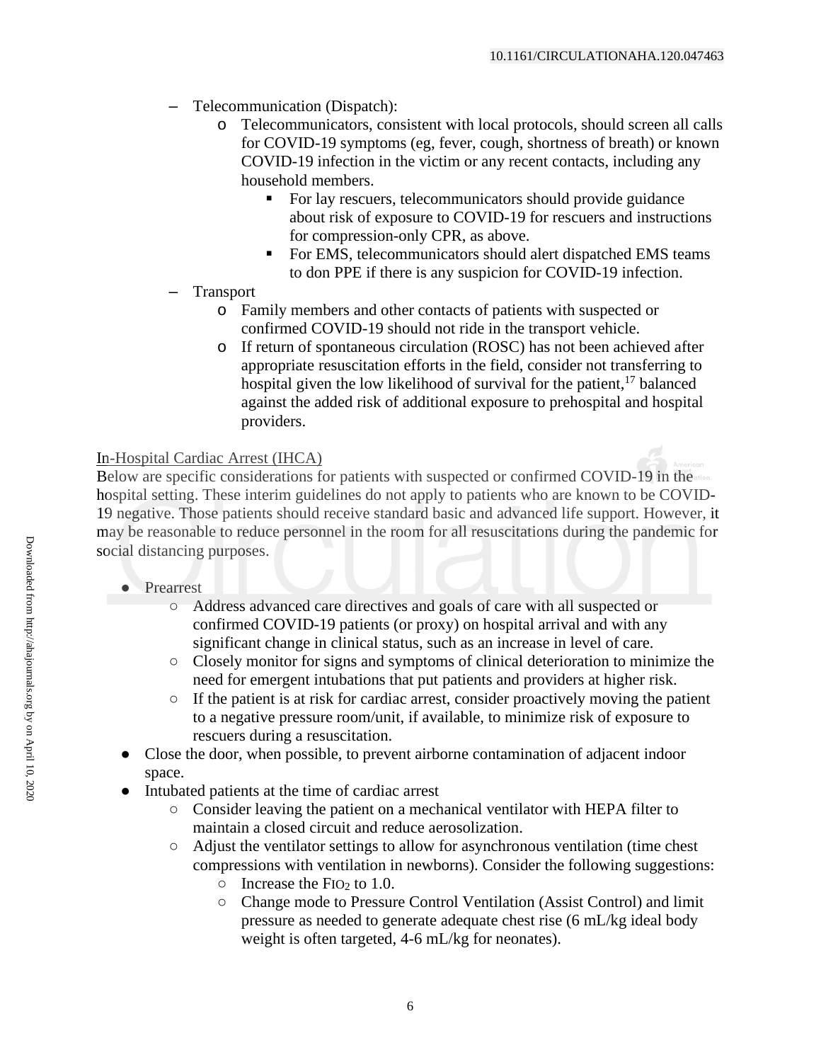- Telecommunication (Dispatch):
  - Telecommunicators, consistent with local protocols, should screen all calls for COVID-19 symptoms (eg, fever, cough, shortness of breath) or known COVID-19 infection in the victim or any recent contacts, including any household members.
    - For lay rescuers, telecommunicators should provide guidance about risk of exposure to COVID-19 for rescuers and instructions for compression-only CPR, as above.
    - For EMS, telecommunicators should alert dispatched EMS teams to don PPE if there is any suspicion for COVID-19 infection.
- Transport
  - Family members and other contacts of patients with suspected or confirmed COVID-19 should not ride in the transport vehicle.
  - If return of spontaneous circulation (ROSC) has not been achieved after appropriate resuscitation efforts in the field, consider not transferring to hospital given the low likelihood of survival for the patient,[17] balanced against the added risk of additional exposure to prehospital and hospital providers.

In-Hospital Cardiac Arrest (IHCA)

Below are specific considerations for patients with suspected or confirmed COVID-19 in the hospital setting. These interim guidelines do not apply to patients who are known to be COVID-19 negative. Those patients should receive standard basic and advanced life support. However, it may be reasonable to reduce personnel in the room for all resuscitations during the pandemic for social distancing purposes.

- Prearrest
  - Address advanced care directives and goals of care with all suspected or confirmed COVID-19 patients (or proxy) on hospital arrival and with any significant change in clinical status, such as an increase in level of care.
  - Closely monitor for signs and symptoms of clinical deterioration to minimize the need for emergent intubations that put patients and providers at higher risk.
  - If the patient is at risk for cardiac arrest, consider proactively moving the patient to a negative pressure room/unit, if available, to minimize risk of exposure to rescuers during a resuscitation.
- Close the door, when possible, to prevent airborne contamination of adjacent indoor space.
- Intubated patients at the time of cardiac arrest
  - Consider leaving the patient on a mechanical ventilator with HEPA filter to maintain a closed circuit and reduce aerosolization.
  - Adjust the ventilator settings to allow for asynchronous ventilation (time chest compressions with ventilation in newborns). Consider the following suggestions:
    - Increase the $FIO_2$ to 1.0.
    - Change mode to Pressure Control Ventilation (Assist Control) and limit pressure as needed to generate adequate chest rise (6 mL/kg ideal body weight is often targeted, 4-6 mL/kg for neonates).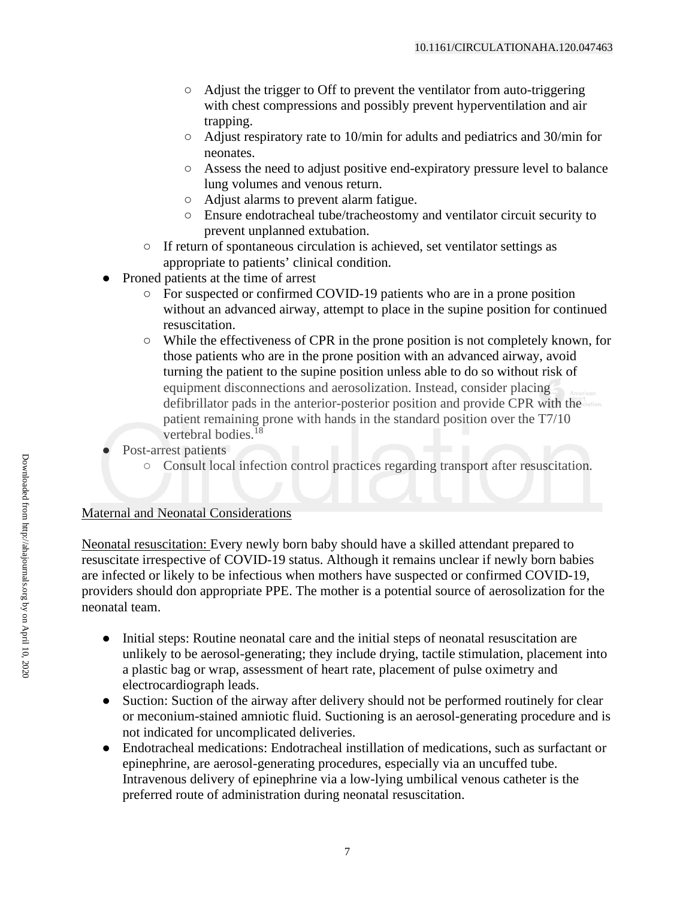- Adjust the trigger to Off to prevent the ventilator from auto-triggering with chest compressions and possibly prevent hyperventilation and air trapping.
        - Adjust respiratory rate to 10/min for adults and pediatrics and 30/min for neonates.
        - Assess the need to adjust positive end-expiratory pressure level to balance lung volumes and venous return.
        - Adjust alarms to prevent alarm fatigue.
        - Ensure endotracheal tube/tracheostomy and ventilator circuit security to prevent unplanned extubation.
    - If return of spontaneous circulation is achieved, set ventilator settings as appropriate to patients' clinical condition.
- Proned patients at the time of arrest
    - For suspected or confirmed COVID-19 patients who are in a prone position without an advanced airway, attempt to place in the supine position for continued resuscitation.
    - While the effectiveness of CPR in the prone position is not completely known, for those patients who are in the prone position with an advanced airway, avoid turning the patient to the supine position unless able to do so without risk of equipment disconnections and aerosolization. Instead, consider placing defibrillator pads in the anterior-posterior position and provide CPR with the patient remaining prone with hands in the standard position over the T7/10 vertebral bodies.[18]
- Post-arrest patients
    - Consult local infection control practices regarding transport after resuscitation.

<u>Maternal and Neonatal Considerations</u>

<u>Neonatal resuscitation:</u> Every newly born baby should have a skilled attendant prepared to resuscitate irrespective of COVID-19 status. Although it remains unclear if newly born babies are infected or likely to be infectious when mothers have suspected or confirmed COVID-19, providers should don appropriate PPE. The mother is a potential source of aerosolization for the neonatal team.

- Initial steps: Routine neonatal care and the initial steps of neonatal resuscitation are unlikely to be aerosol-generating; they include drying, tactile stimulation, placement into a plastic bag or wrap, assessment of heart rate, placement of pulse oximetry and electrocardiograph leads.
- Suction: Suction of the airway after delivery should not be performed routinely for clear or meconium-stained amniotic fluid. Suctioning is an aerosol-generating procedure and is not indicated for uncomplicated deliveries.
- Endotracheal medications: Endotracheal instillation of medications, such as surfactant or epinephrine, are aerosol-generating procedures, especially via an uncuffed tube. Intravenous delivery of epinephrine via a low-lying umbilical venous catheter is the preferred route of administration during neonatal resuscitation.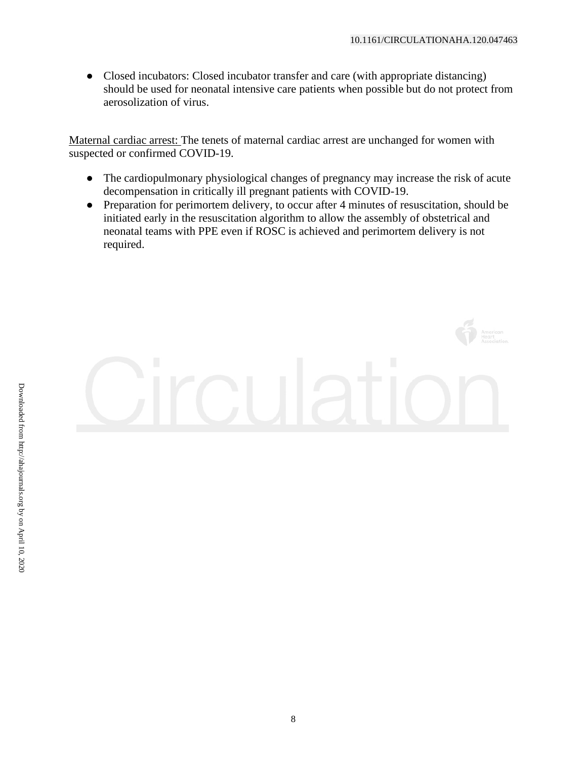- Closed incubators: Closed incubator transfer and care (with appropriate distancing) should be used for neonatal intensive care patients when possible but do not protect from aerosolization of virus.

Maternal cardiac arrest: The tenets of maternal cardiac arrest are unchanged for women with suspected or confirmed COVID-19.

- The cardiopulmonary physiological changes of pregnancy may increase the risk of acute decompensation in critically ill pregnant patients with COVID-19.
- Preparation for perimortem delivery, to occur after 4 minutes of resuscitation, should be initiated early in the resuscitation algorithm to allow the assembly of obstetrical and neonatal teams with PPE even if ROSC is achieved and perimortem delivery is not required.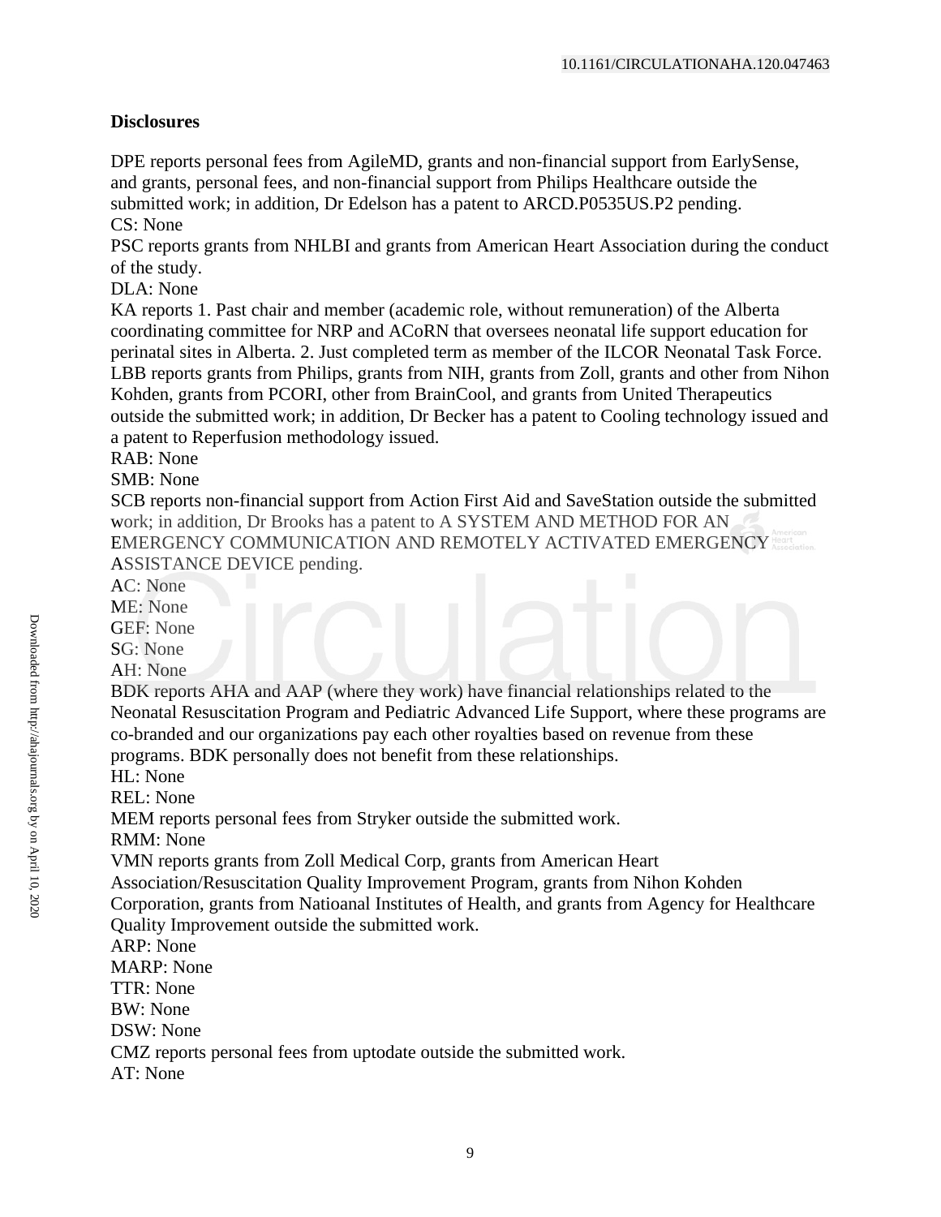## Disclosures

DPE reports personal fees from AgileMD, grants and non-financial support from EarlySense, and grants, personal fees, and non-financial support from Philips Healthcare outside the submitted work; in addition, Dr Edelson has a patent to ARCD.P0535US.P2 pending.
CS: None
PSC reports grants from NHLBI and grants from American Heart Association during the conduct of the study.
DLA: None
KA reports 1. Past chair and member (academic role, without remuneration) of the Alberta coordinating committee for NRP and ACoRN that oversees neonatal life support education for perinatal sites in Alberta. 2. Just completed term as member of the ILCOR Neonatal Task Force.
LBB reports grants from Philips, grants from NIH, grants from Zoll, grants and other from Nihon Kohden, grants from PCORI, other from BrainCool, and grants from United Therapeutics outside the submitted work; in addition, Dr Becker has a patent to Cooling technology issued and a patent to Reperfusion methodology issued.
RAB: None
SMB: None
SCB reports non-financial support from Action First Aid and SaveStation outside the submitted work; in addition, Dr Brooks has a patent to A SYSTEM AND METHOD FOR AN EMERGENCY COMMUNICATION AND REMOTELY ACTIVATED EMERGENCY ASSISTANCE DEVICE pending.
AC: None
ME: None
GEF: None
SG: None
AH: None
BDK reports AHA and AAP (where they work) have financial relationships related to the Neonatal Resuscitation Program and Pediatric Advanced Life Support, where these programs are co-branded and our organizations pay each other royalties based on revenue from these programs. BDK personally does not benefit from these relationships.
HL: None
REL: None
MEM reports personal fees from Stryker outside the submitted work.
RMM: None
VMN reports grants from Zoll Medical Corp, grants from American Heart Association/Resuscitation Quality Improvement Program, grants from Nihon Kohden Corporation, grants from Natioanal Institutes of Health, and grants from Agency for Healthcare Quality Improvement outside the submitted work.
ARP: None
MARP: None
TTR: None
BW: None
DSW: None
CMZ reports personal fees from uptodate outside the submitted work.
AT: None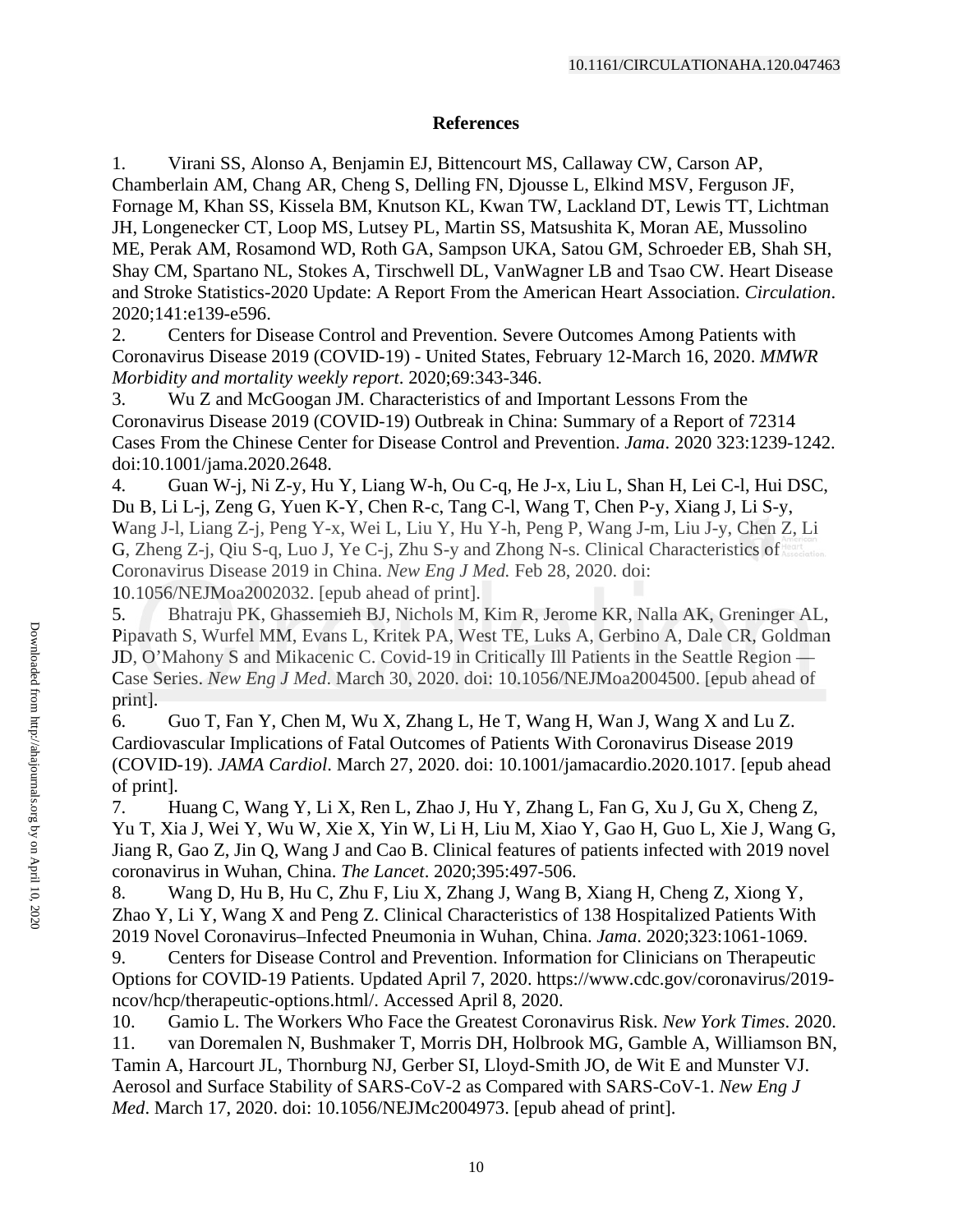## References

1. Virani SS, Alonso A, Benjamin EJ, Bittencourt MS, Callaway CW, Carson AP, Chamberlain AM, Chang AR, Cheng S, Delling FN, Djousse L, Elkind MSV, Ferguson JF, Fornage M, Khan SS, Kissela BM, Knutson KL, Kwan TW, Lackland DT, Lewis TT, Lichtman JH, Longenecker CT, Loop MS, Lutsey PL, Martin SS, Matsushita K, Moran AE, Mussolino ME, Perak AM, Rosamond WD, Roth GA, Sampson UKA, Satou GM, Schroeder EB, Shah SH, Shay CM, Spartano NL, Stokes A, Tirschwell DL, VanWagner LB and Tsao CW. Heart Disease and Stroke Statistics-2020 Update: A Report From the American Heart Association. *Circulation*. 2020;141:e139-e596.
2. Centers for Disease Control and Prevention. Severe Outcomes Among Patients with Coronavirus Disease 2019 (COVID-19) - United States, February 12-March 16, 2020. *MMWR Morbidity and mortality weekly report*. 2020;69:343-346.
3. Wu Z and McGoogan JM. Characteristics of and Important Lessons From the Coronavirus Disease 2019 (COVID-19) Outbreak in China: Summary of a Report of 72314 Cases From the Chinese Center for Disease Control and Prevention. *Jama*. 2020 323:1239-1242. doi:10.1001/jama.2020.2648.
4. Guan W-j, Ni Z-y, Hu Y, Liang W-h, Ou C-q, He J-x, Liu L, Shan H, Lei C-l, Hui DSC, Du B, Li L-j, Zeng G, Yuen K-Y, Chen R-c, Tang C-l, Wang T, Chen P-y, Xiang J, Li S-y, Wang J-l, Liang Z-j, Peng Y-x, Wei L, Liu Y, Hu Y-h, Peng P, Wang J-m, Liu J-y, Chen Z, Li G, Zheng Z-j, Qiu S-q, Luo J, Ye C-j, Zhu S-y and Zhong N-s. Clinical Characteristics of Coronavirus Disease 2019 in China. *New Eng J Med.* Feb 28, 2020. doi: 10.1056/NEJMoa2002032. [epub ahead of print].
5. Bhatraju PK, Ghassemieh BJ, Nichols M, Kim R, Jerome KR, Nalla AK, Greninger AL, Pipavath S, Wurfel MM, Evans L, Kritek PA, West TE, Luks A, Gerbino A, Dale CR, Goldman JD, O'Mahony S and Mikacenic C. Covid-19 in Critically Ill Patients in the Seattle Region — Case Series. *New Eng J Med*. March 30, 2020. doi: 10.1056/NEJMoa2004500. [epub ahead of print].
6. Guo T, Fan Y, Chen M, Wu X, Zhang L, He T, Wang H, Wan J, Wang X and Lu Z. Cardiovascular Implications of Fatal Outcomes of Patients With Coronavirus Disease 2019 (COVID-19). *JAMA Cardiol*. March 27, 2020. doi: 10.1001/jamacardio.2020.1017. [epub ahead of print].
7. Huang C, Wang Y, Li X, Ren L, Zhao J, Hu Y, Zhang L, Fan G, Xu J, Gu X, Cheng Z, Yu T, Xia J, Wei Y, Wu W, Xie X, Yin W, Li H, Liu M, Xiao Y, Gao H, Guo L, Xie J, Wang G, Jiang R, Gao Z, Jin Q, Wang J and Cao B. Clinical features of patients infected with 2019 novel coronavirus in Wuhan, China. *The Lancet*. 2020;395:497-506.
8. Wang D, Hu B, Hu C, Zhu F, Liu X, Zhang J, Wang B, Xiang H, Cheng Z, Xiong Y, Zhao Y, Li Y, Wang X and Peng Z. Clinical Characteristics of 138 Hospitalized Patients With 2019 Novel Coronavirus–Infected Pneumonia in Wuhan, China. *Jama*. 2020;323:1061-1069.
9. Centers for Disease Control and Prevention. Information for Clinicians on Therapeutic Options for COVID-19 Patients. Updated April 7, 2020. https://www.cdc.gov/coronavirus/2019-ncov/hcp/therapeutic-options.html/. Accessed April 8, 2020.
10. Gamio L. The Workers Who Face the Greatest Coronavirus Risk. *New York Times*. 2020.
11. van Doremalen N, Bushmaker T, Morris DH, Holbrook MG, Gamble A, Williamson BN, Tamin A, Harcourt JL, Thornburg NJ, Gerber SI, Lloyd-Smith JO, de Wit E and Munster VJ. Aerosol and Surface Stability of SARS-CoV-2 as Compared with SARS-CoV-1. *New Eng J Med*. March 17, 2020. doi: 10.1056/NEJMc2004973. [epub ahead of print].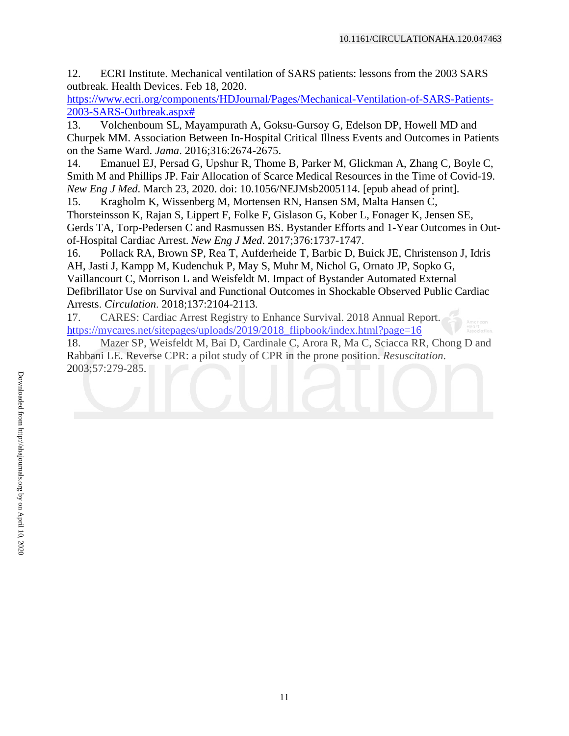12. ECRI Institute. Mechanical ventilation of SARS patients: lessons from the 2003 SARS outbreak. Health Devices. Feb 18, 2020. https://www.ecri.org/components/HDJournal/Pages/Mechanical-Ventilation-of-SARS-Patients-2003-SARS-Outbreak.aspx#

13. Volchenboum SL, Mayampurath A, Goksu-Gursoy G, Edelson DP, Howell MD and Churpek MM. Association Between In-Hospital Critical Illness Events and Outcomes in Patients on the Same Ward. *Jama*. 2016;316:2674-2675.

14. Emanuel EJ, Persad G, Upshur R, Thome B, Parker M, Glickman A, Zhang C, Boyle C, Smith M and Phillips JP. Fair Allocation of Scarce Medical Resources in the Time of Covid-19. *New Eng J Med*. March 23, 2020. doi: 10.1056/NEJMsb2005114. [epub ahead of print].

15. Kragholm K, Wissenberg M, Mortensen RN, Hansen SM, Malta Hansen C, Thorsteinsson K, Rajan S, Lippert F, Folke F, Gislason G, Kober L, Fonager K, Jensen SE, Gerds TA, Torp-Pedersen C and Rasmussen BS. Bystander Efforts and 1-Year Outcomes in Out-of-Hospital Cardiac Arrest. *New Eng J Med*. 2017;376:1737-1747.

16. Pollack RA, Brown SP, Rea T, Aufderheide T, Barbic D, Buick JE, Christenson J, Idris AH, Jasti J, Kampp M, Kudenchuk P, May S, Muhr M, Nichol G, Ornato JP, Sopko G, Vaillancourt C, Morrison L and Weisfeldt M. Impact of Bystander Automated External Defibrillator Use on Survival and Functional Outcomes in Shockable Observed Public Cardiac Arrests. *Circulation*. 2018;137:2104-2113.

17. CARES: Cardiac Arrest Registry to Enhance Survival. 2018 Annual Report. https://mycares.net/sitepages/uploads/2019/2018_flipbook/index.html?page=16

18. Mazer SP, Weisfeldt M, Bai D, Cardinale C, Arora R, Ma C, Sciacca RR, Chong D and Rabbani LE. Reverse CPR: a pilot study of CPR in the prone position. *Resuscitation*. 2003;57:279-285.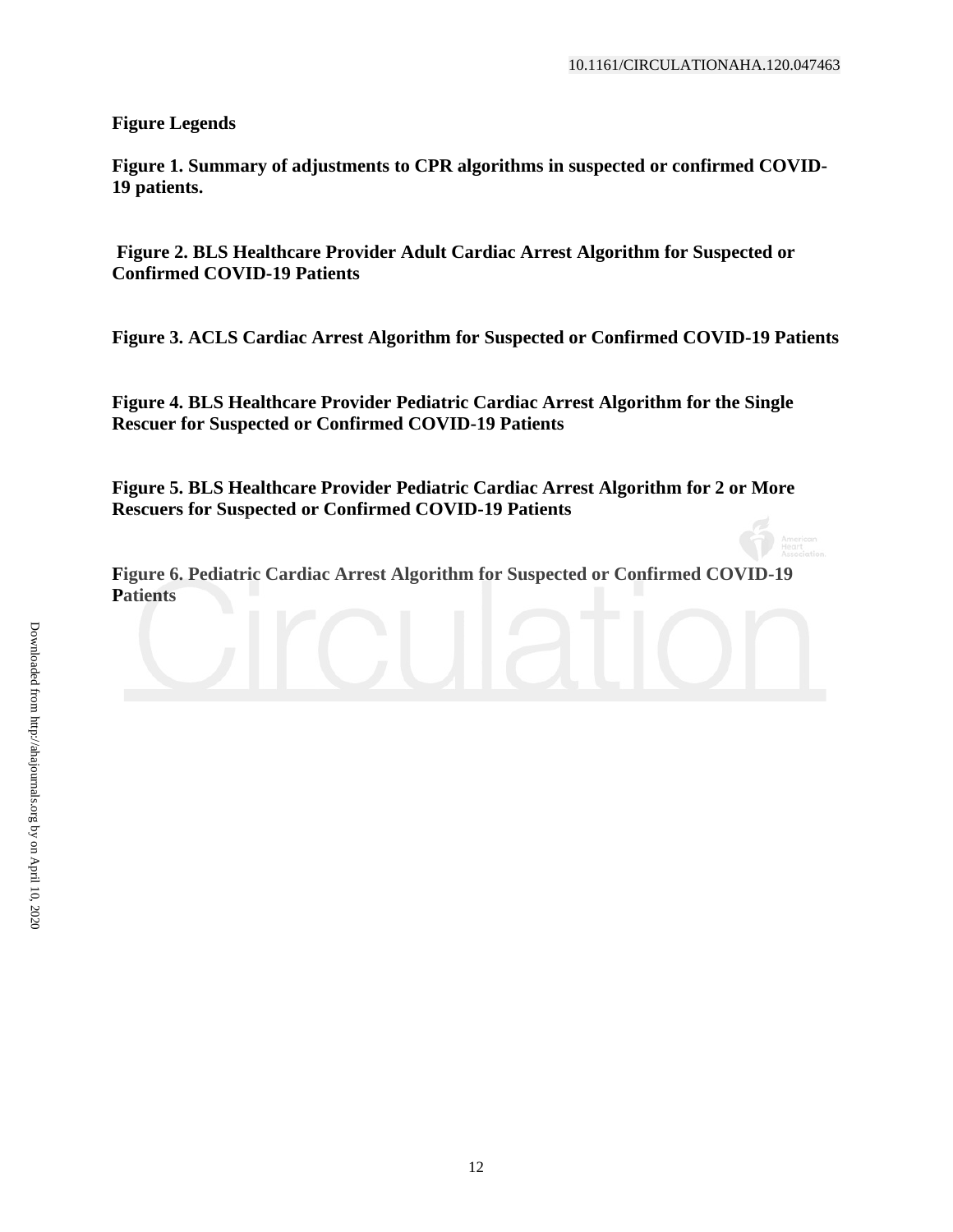## Figure Legends

**Figure 1. Summary of adjustments to CPR algorithms in suspected or confirmed COVID-19 patients.**

**Figure 2. BLS Healthcare Provider Adult Cardiac Arrest Algorithm for Suspected or Confirmed COVID-19 Patients**

**Figure 3. ACLS Cardiac Arrest Algorithm for Suspected or Confirmed COVID-19 Patients**

**Figure 4. BLS Healthcare Provider Pediatric Cardiac Arrest Algorithm for the Single Rescuer for Suspected or Confirmed COVID-19 Patients**

**Figure 5. BLS Healthcare Provider Pediatric Cardiac Arrest Algorithm for 2 or More Rescuers for Suspected or Confirmed COVID-19 Patients**

**Figure 6. Pediatric Cardiac Arrest Algorithm for Suspected or Confirmed COVID-19 Patients**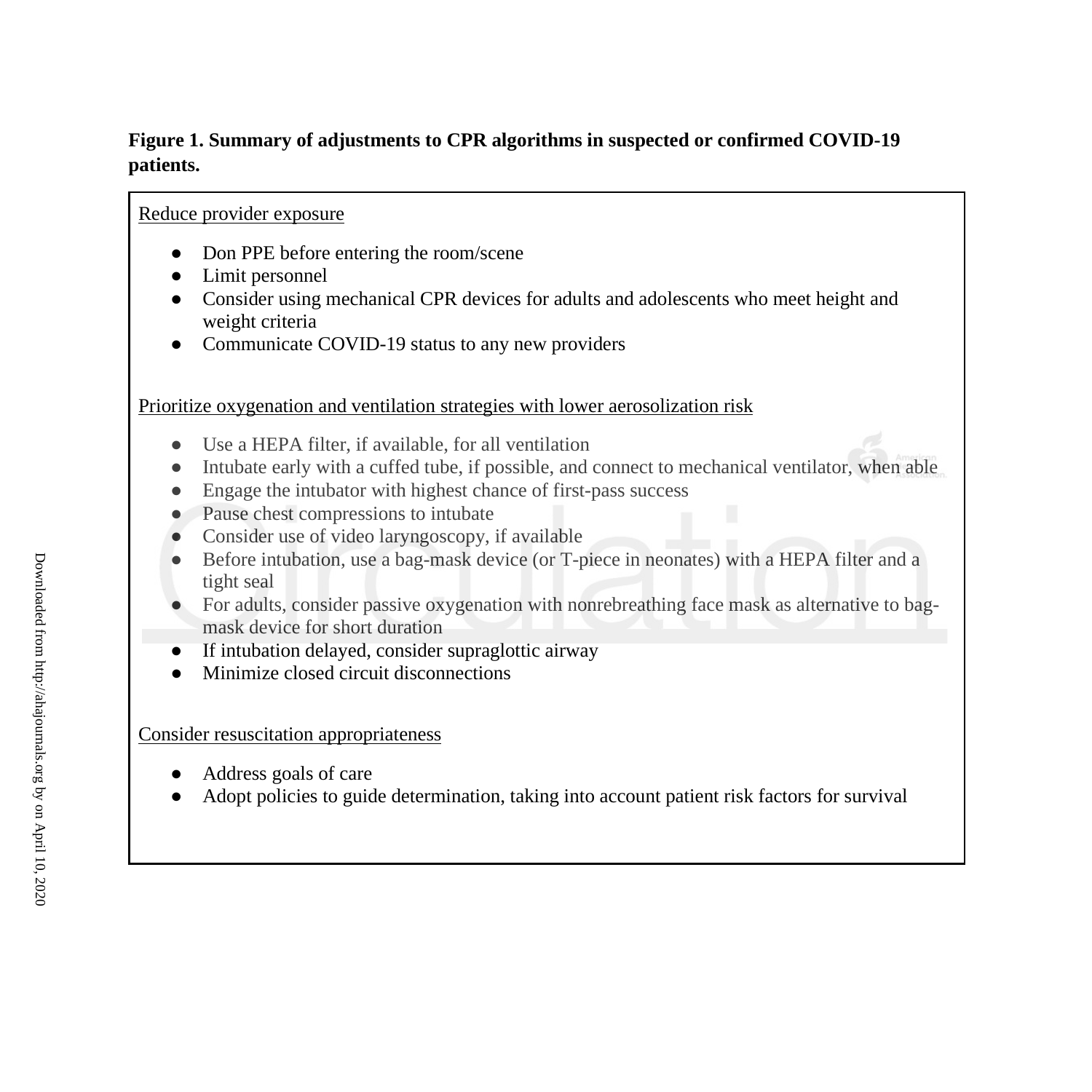**Figure 1. Summary of adjustments to CPR algorithms in suspected or confirmed COVID-19 patients.**

Reduce provider exposure

- Don PPE before entering the room/scene
- Limit personnel
- Consider using mechanical CPR devices for adults and adolescents who meet height and weight criteria
- Communicate COVID-19 status to any new providers

Prioritize oxygenation and ventilation strategies with lower aerosolization risk

- Use a HEPA filter, if available, for all ventilation
- Intubate early with a cuffed tube, if possible, and connect to mechanical ventilator, when able
- Engage the intubator with highest chance of first-pass success
- Pause chest compressions to intubate
- Consider use of video laryngoscopy, if available
- Before intubation, use a bag-mask device (or T-piece in neonates) with a HEPA filter and a tight seal
- For adults, consider passive oxygenation with nonrebreathing face mask as alternative to bag-mask device for short duration
- If intubation delayed, consider supraglottic airway
- Minimize closed circuit disconnections

Consider resuscitation appropriateness

- Address goals of care
- Adopt policies to guide determination, taking into account patient risk factors for survival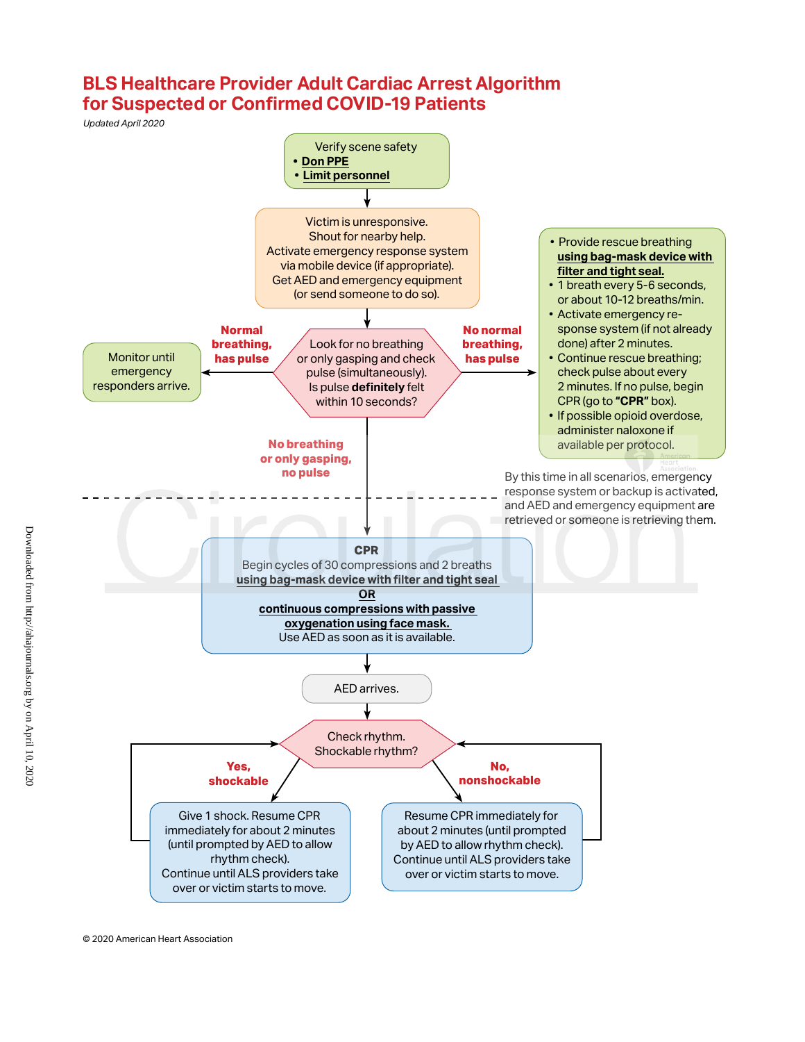# BLS Healthcare Provider Adult Cardiac Arrest Algorithm for Suspected or Confirmed COVID-19 Patients

*Updated April 2020*

Verify scene safety
- **Don PPE**
- **Limit personnel**

Victim is unresponsive.
Shout for nearby help.
Activate emergency response system via mobile device (if appropriate).
Get AED and emergency equipment (or send someone to do so).

Look for no breathing or only gasping and check pulse (simultaneously).
Is pulse **definitely** felt within 10 seconds?

**Normal breathing, has pulse** → Monitor until emergency responders arrive.

**No normal breathing, has pulse** →
- Provide rescue breathing **using bag-mask device with filter and tight seal.**
- 1 breath every 5-6 seconds, or about 10-12 breaths/min.
- Activate emergency response system (if not already done) after 2 minutes.
- Continue rescue breathing; check pulse about every 2 minutes. If no pulse, begin CPR (go to **"CPR"** box).
- If possible opioid overdose, administer naloxone if available per protocol.

**No breathing or only gasping, no pulse** →

By this time in all scenarios, emergency response system or backup is activated, and AED and emergency equipment are retrieved or someone is retrieving them.

**CPR**
Begin cycles of 30 compressions and 2 breaths **using bag-mask device with filter and tight seal**
**OR**
**continuous compressions with passive oxygenation using face mask.**
Use AED as soon as it is available.

AED arrives.

Check rhythm.
Shockable rhythm?

**Yes, shockable** → Give 1 shock. Resume CPR immediately for about 2 minutes (until prompted by AED to allow rhythm check).
Continue until ALS providers take over or victim starts to move.

**No, nonshockable** → Resume CPR immediately for about 2 minutes (until prompted by AED to allow rhythm check).
Continue until ALS providers take over or victim starts to move.

© 2020 American Heart Association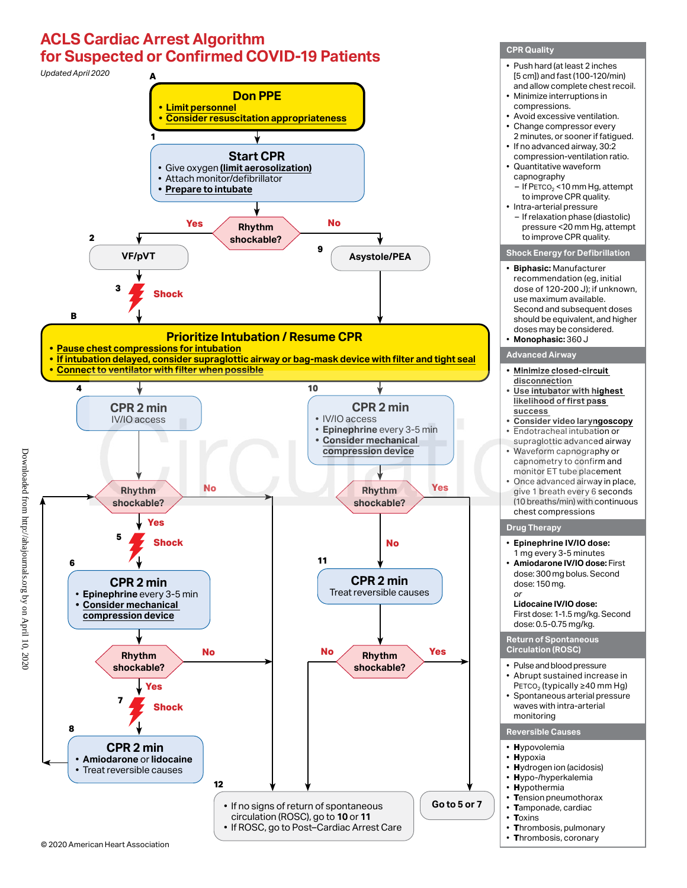# ACLS Cardiac Arrest Algorithm for Suspected or Confirmed COVID-19 Patients

*Updated April 2020*

**A**

**Don PPE**
- Limit personnel
- Consider resuscitation appropriateness

**1**

**Start CPR**
- Give oxygen (limit aerosolization)
- Attach monitor/defibrillator
- Prepare to intubate

**Rhythm shockable?**

Yes → **2** VF/pVT

No → **9** Asystole/PEA

**3** Shock

**B**

**Prioritize Intubation / Resume CPR**
- Pause chest compressions for intubation
- If intubation delayed, consider supraglottic airway or bag-mask device with filter and tight seal
- Connect to ventilator with filter when possible

**4**

**CPR 2 min**
- IV/IO access

**Rhythm shockable?**

No → 12

Yes → **5** Shock

**6**

**CPR 2 min**
- Epinephrine every 3-5 min
- Consider mechanical compression device

**Rhythm shockable?**

No → 12

Yes → **7** Shock

**8**

**CPR 2 min**
- Amiodarone or lidocaine
- Treat reversible causes

**10**

**CPR 2 min**
- IV/IO access
- Epinephrine every 3-5 min
- Consider mechanical compression device

**Rhythm shockable?**

Yes → Go to 5 or 7

No → **11**

**CPR 2 min**
- Treat reversible causes

**Rhythm shockable?**

No → 12

Yes → Go to 5 or 7

**12**
- If no signs of return of spontaneous circulation (ROSC), go to **10** or **11**
- If ROSC, go to Post–Cardiac Arrest Care

**Go to 5 or 7**

## CPR Quality
- Push hard (at least 2 inches [5 cm]) and fast (100-120/min) and allow complete chest recoil.
- Minimize interruptions in compressions.
- Avoid excessive ventilation.
- Change compressor every 2 minutes, or sooner if fatigued.
- If no advanced airway, 30:2 compression-ventilation ratio.
- Quantitative waveform capnography
  - If $P_{ETCO_2}$ <10 mm Hg, attempt to improve CPR quality.
- Intra-arterial pressure
  - If relaxation phase (diastolic) pressure <20 mm Hg, attempt to improve CPR quality.

## Shock Energy for Defibrillation
- **Biphasic:** Manufacturer recommendation (eg, initial dose of 120-200 J); if unknown, use maximum available. Second and subsequent doses should be equivalent, and higher doses may be considered.
- **Monophasic:** 360 J

## Advanced Airway
- Minimize closed-circuit disconnection
- Use intubator with highest likelihood of first pass success
- Consider video laryngoscopy
- Endotracheal intubation or supraglottic advanced airway
- Waveform capnography or capnometry to confirm and monitor ET tube placement
- Once advanced airway in place, give 1 breath every 6 seconds (10 breaths/min) with continuous chest compressions

## Drug Therapy
- **Epinephrine IV/IO dose:** 1 mg every 3-5 minutes
- **Amiodarone IV/IO dose:** First dose: 300 mg bolus. Second dose: 150 mg.

  *or*

  **Lidocaine IV/IO dose:** First dose: 1-1.5 mg/kg. Second dose: 0.5-0.75 mg/kg.

## Return of Spontaneous Circulation (ROSC)
- Pulse and blood pressure
- Abrupt sustained increase in $P_{ETCO_2}$ (typically ≥40 mm Hg)
- Spontaneous arterial pressure waves with intra-arterial monitoring

## Reversible Causes
- **H**ypovolemia
- **H**ypoxia
- **H**ydrogen ion (acidosis)
- **H**ypo-/hyperkalemia
- **H**ypothermia
- **T**ension pneumothorax
- **T**amponade, cardiac
- **T**oxins
- **T**hrombosis, pulmonary
- **T**hrombosis, coronary

© 2020 American Heart Association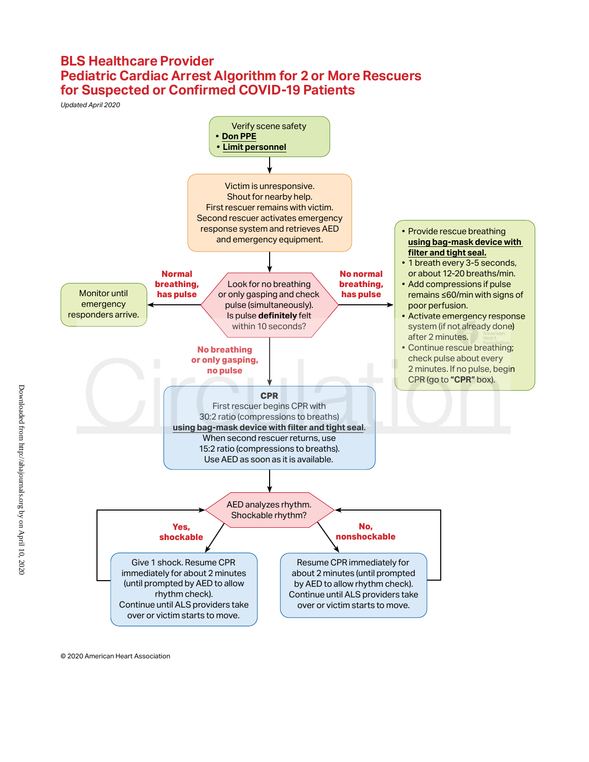# BLS Healthcare Provider
# Pediatric Cardiac Arrest Algorithm for 2 or More Rescuers for Suspected or Confirmed COVID-19 Patients

*Updated April 2020*

Verify scene safety
- **Don PPE**
- **Limit personnel**

Victim is unresponsive.
Shout for nearby help.
First rescuer remains with victim.
Second rescuer activates emergency response system and retrieves AED and emergency equipment.

Look for no breathing or only gasping and check pulse (simultaneously).
Is pulse **definitely** felt within 10 seconds?

**Normal breathing, has pulse**

Monitor until emergency responders arrive.

**No normal breathing, has pulse**

- Provide rescue breathing **using bag-mask device with filter and tight seal.**
- 1 breath every 3-5 seconds, or about 12-20 breaths/min.
- Add compressions if pulse remains ≤60/min with signs of poor perfusion.
- Activate emergency response system (if not already done) after 2 minutes.
- Continue rescue breathing; check pulse about every 2 minutes. If no pulse, begin CPR (go to **"CPR"** box).

**No breathing or only gasping, no pulse**

**CPR**
First rescuer begins CPR with 30:2 ratio (compressions to breaths) **using bag-mask device with filter and tight seal.**
When second rescuer returns, use 15:2 ratio (compressions to breaths).
Use AED as soon as it is available.

AED analyzes rhythm.
Shockable rhythm?

**Yes, shockable**

Give 1 shock. Resume CPR immediately for about 2 minutes (until prompted by AED to allow rhythm check).
Continue until ALS providers take over or victim starts to move.

**No, nonshockable**

Resume CPR immediately for about 2 minutes (until prompted by AED to allow rhythm check).
Continue until ALS providers take over or victim starts to move.

© 2020 American Heart Association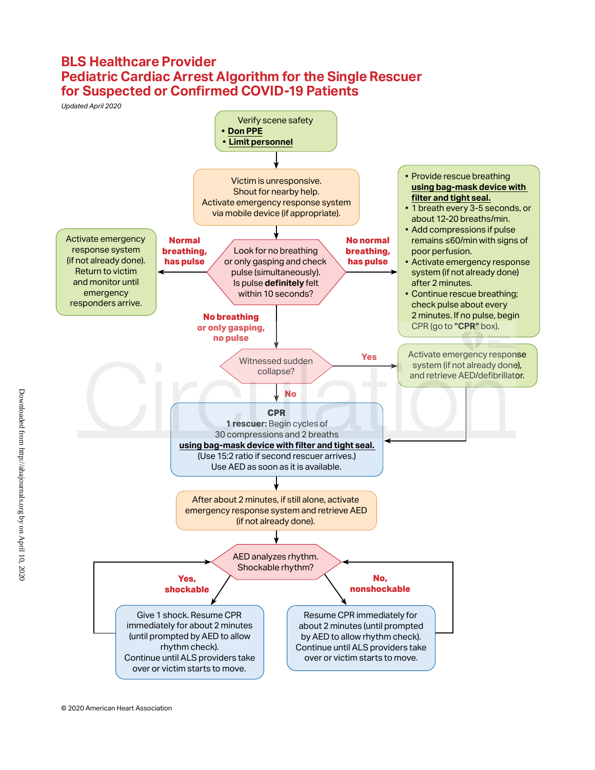# BLS Healthcare Provider
# Pediatric Cardiac Arrest Algorithm for the Single Rescuer for Suspected or Confirmed COVID-19 Patients

*Updated April 2020*

Verify scene safety
- **Don PPE**
- **Limit personnel**

Victim is unresponsive.
Shout for nearby help.
Activate emergency response system via mobile device (if appropriate).

Look for no breathing or only gasping and check pulse (simultaneously).
Is pulse **definitely** felt within 10 seconds?

**Normal breathing, has pulse** →

Activate emergency response system (if not already done).
Return to victim and monitor until emergency responders arrive.

**No normal breathing, has pulse** →

- Provide rescue breathing **using bag-mask device with filter and tight seal.**
- 1 breath every 3-5 seconds, or about 12-20 breaths/min.
- Add compressions if pulse remains ≤60/min with signs of poor perfusion.
- Activate emergency response system (if not already done) after 2 minutes.
- Continue rescue breathing; check pulse about every 2 minutes. If no pulse, begin CPR (go to **"CPR"** box).

**No breathing or only gasping, no pulse** ↓

Witnessed sudden collapse?

**Yes** →

Activate emergency response system (if not already done), and retrieve AED/defibrillator.

**No** ↓

**CPR**
**1 rescuer:** Begin cycles of 30 compressions and 2 breaths **using bag-mask device with filter and tight seal.**
(Use 15:2 ratio if second rescuer arrives.)
Use AED as soon as it is available.

After about 2 minutes, if still alone, activate emergency response system and retrieve AED (if not already done).

AED analyzes rhythm.
Shockable rhythm?

**Yes, shockable** →

Give 1 shock. Resume CPR immediately for about 2 minutes (until prompted by AED to allow rhythm check).
Continue until ALS providers take over or victim starts to move.

**No, nonshockable** →

Resume CPR immediately for about 2 minutes (until prompted by AED to allow rhythm check).
Continue until ALS providers take over or victim starts to move.

© 2020 American Heart Association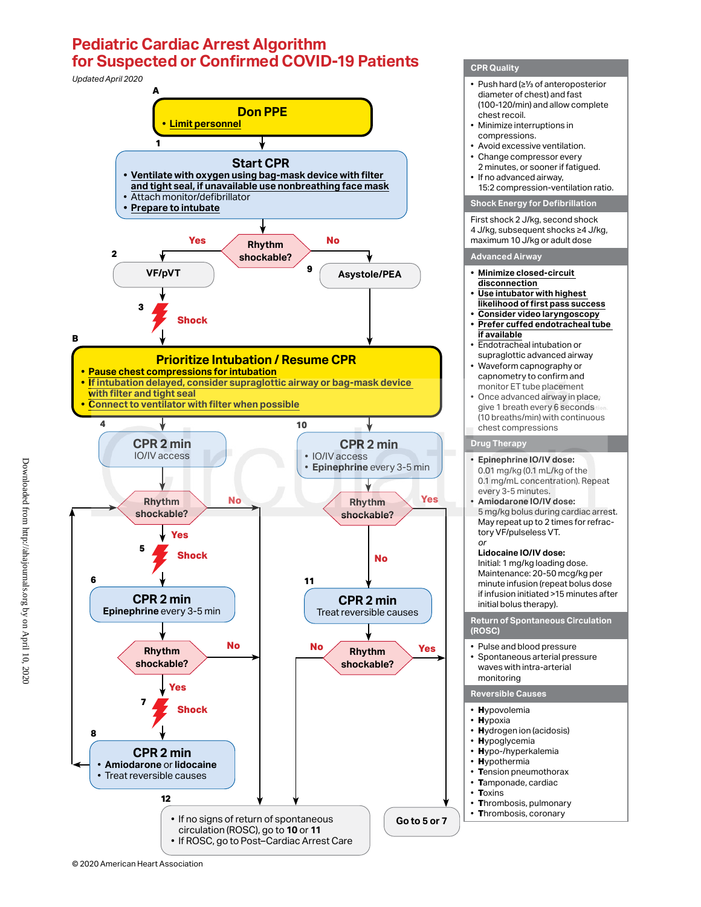# Pediatric Cardiac Arrest Algorithm for Suspected or Confirmed COVID-19 Patients

*Updated April 2020*

**A**

**Don PPE**
- Limit personnel

**1**

**Start CPR**
- Ventilate with oxygen using bag-mask device with filter and tight seal, if unavailable use nonbreathing face mask
- Attach monitor/defibrillator
- Prepare to intubate

**Rhythm shockable?**

Yes → **2** VF/pVT

No → **9** Asystole/PEA

**3** Shock

**B**

**Prioritize Intubation / Resume CPR**
- Pause chest compressions for intubation
- If intubation delayed, consider supraglottic airway or bag-mask device with filter and tight seal
- Connect to ventilator with filter when possible

**4**

**CPR 2 min**
IO/IV access

Rhythm shockable? No → 12; Yes →

**5** Shock

**6**

**CPR 2 min**
**Epinephrine** every 3-5 min

Rhythm shockable? No → 12; Yes →

**7** Shock

**8**

**CPR 2 min**
- **Amiodarone** or **lidocaine**
- Treat reversible causes

**10**

**CPR 2 min**
- IO/IV access
- **Epinephrine** every 3-5 min

Rhythm shockable? Yes → Go to 5 or 7; No →

**11**

**CPR 2 min**
Treat reversible causes

Rhythm shockable? No → 12; Yes → Go to 5 or 7

**12**
- If no signs of return of spontaneous circulation (ROSC), go to **10** or **11**
- If ROSC, go to Post–Cardiac Arrest Care

**Go to 5 or 7**

© 2020 American Heart Association

## CPR Quality
- Push hard (≥⅓ of anteroposterior diameter of chest) and fast (100-120/min) and allow complete chest recoil.
- Minimize interruptions in compressions.
- Avoid excessive ventilation.
- Change compressor every 2 minutes, or sooner if fatigued.
- If no advanced airway, 15:2 compression-ventilation ratio.

## Shock Energy for Defibrillation
First shock 2 J/kg, second shock 4 J/kg, subsequent shocks ≥4 J/kg, maximum 10 J/kg or adult dose

## Advanced Airway
- Minimize closed-circuit disconnection
- Use intubator with highest likelihood of first pass success
- Consider video laryngoscopy
- Prefer cuffed endotracheal tube if available
- Endotracheal intubation or supraglottic advanced airway
- Waveform capnography or capnometry to confirm and monitor ET tube placement
- Once advanced airway in place, give 1 breath every 6 seconds (10 breaths/min) with continuous chest compressions

## Drug Therapy
- **Epinephrine IO/IV dose:** 0.01 mg/kg (0.1 mL/kg of the 0.1 mg/mL concentration). Repeat every 3-5 minutes.
- **Amiodarone IO/IV dose:** 5 mg/kg bolus during cardiac arrest. May repeat up to 2 times for refractory VF/pulseless VT.
  *or*
  **Lidocaine IO/IV dose:** Initial: 1 mg/kg loading dose. Maintenance: 20-50 mcg/kg per minute infusion (repeat bolus dose if infusion initiated >15 minutes after initial bolus therapy).

## Return of Spontaneous Circulation (ROSC)
- Pulse and blood pressure
- Spontaneous arterial pressure waves with intra-arterial monitoring

## Reversible Causes
- **H**ypovolemia
- **H**ypoxia
- **H**ydrogen ion (acidosis)
- **H**ypoglycemia
- **H**ypo-/hyperkalemia
- **H**ypothermia
- **T**ension pneumothorax
- **T**amponade, cardiac
- **T**oxins
- **T**hrombosis, pulmonary
- **T**hrombosis, coronary